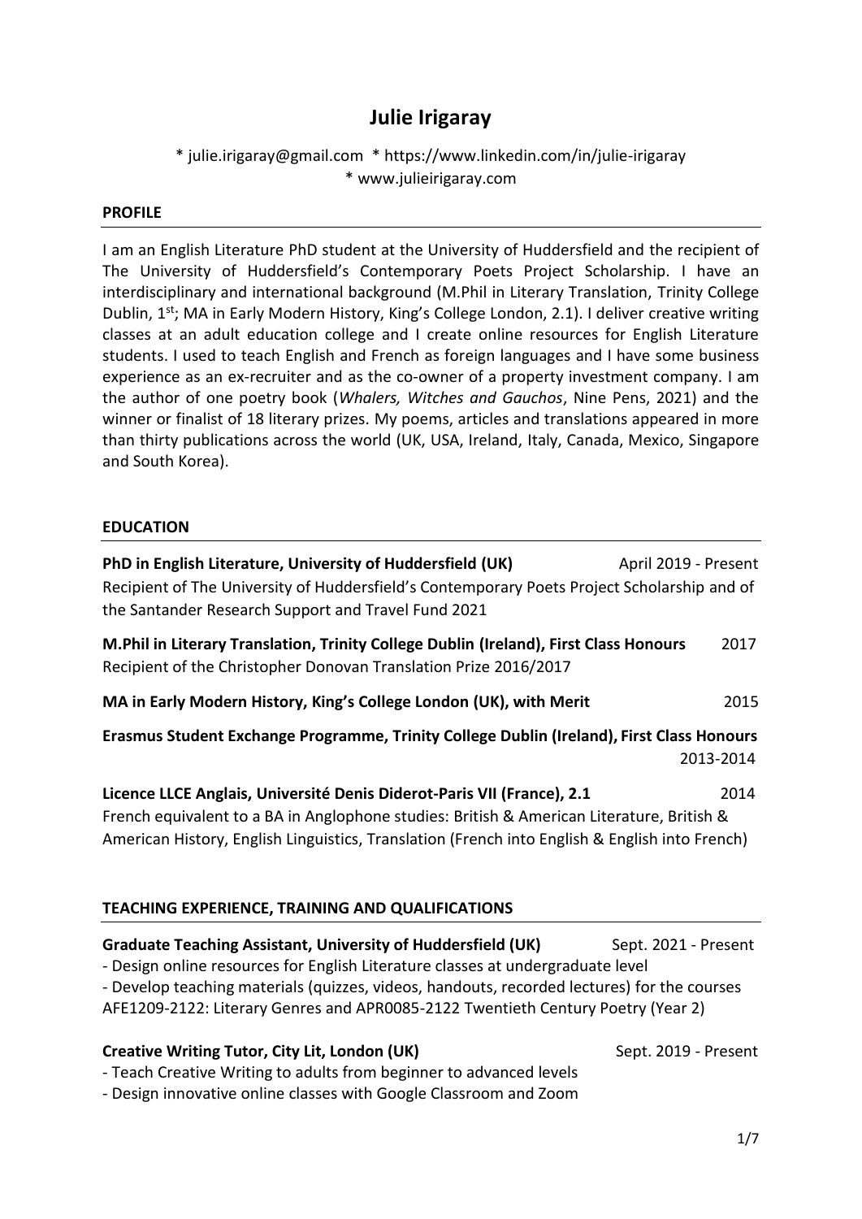# Julie Irigaray

* julie.irigaray@gmail.com * https://www.linkedin.com/in/julie-irigaray
* www.julieirigaray.com

## PROFILE

I am an English Literature PhD student at the University of Huddersfield and the recipient of The University of Huddersfield's Contemporary Poets Project Scholarship. I have an interdisciplinary and international background (M.Phil in Literary Translation, Trinity College Dublin, 1st; MA in Early Modern History, King's College London, 2.1). I deliver creative writing classes at an adult education college and I create online resources for English Literature students. I used to teach English and French as foreign languages and I have some business experience as an ex-recruiter and as the co-owner of a property investment company. I am the author of one poetry book (*Whalers, Witches and Gauchos*, Nine Pens, 2021) and the winner or finalist of 18 literary prizes. My poems, articles and translations appeared in more than thirty publications across the world (UK, USA, Ireland, Italy, Canada, Mexico, Singapore and South Korea).

## EDUCATION

**PhD in English Literature, University of Huddersfield (UK)** — April 2019 - Present
Recipient of The University of Huddersfield's Contemporary Poets Project Scholarship and of the Santander Research Support and Travel Fund 2021

**M.Phil in Literary Translation, Trinity College Dublin (Ireland), First Class Honours** — 2017
Recipient of the Christopher Donovan Translation Prize 2016/2017

**MA in Early Modern History, King's College London (UK), with Merit** — 2015

**Erasmus Student Exchange Programme, Trinity College Dublin (Ireland), First Class Honours** — 2013-2014

**Licence LLCE Anglais, Université Denis Diderot-Paris VII (France), 2.1** — 2014
French equivalent to a BA in Anglophone studies: British & American Literature, British & American History, English Linguistics, Translation (French into English & English into French)

## TEACHING EXPERIENCE, TRAINING AND QUALIFICATIONS

**Graduate Teaching Assistant, University of Huddersfield (UK)** — Sept. 2021 - Present
- Design online resources for English Literature classes at undergraduate level
- Develop teaching materials (quizzes, videos, handouts, recorded lectures) for the courses AFE1209-2122: Literary Genres and APR0085-2122 Twentieth Century Poetry (Year 2)

**Creative Writing Tutor, City Lit, London (UK)** — Sept. 2019 - Present
- Teach Creative Writing to adults from beginner to advanced levels
- Design innovative online classes with Google Classroom and Zoom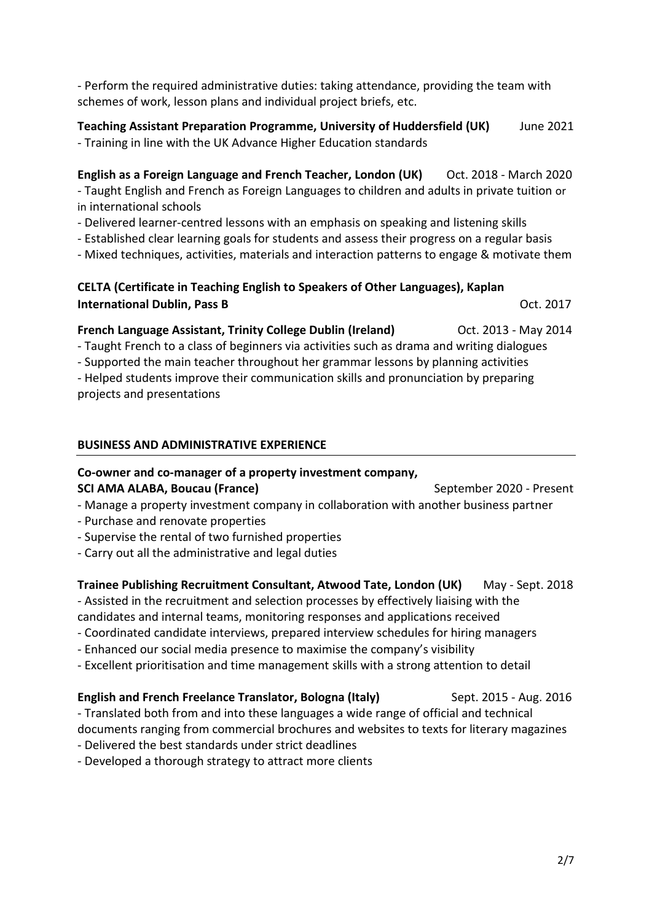- Perform the required administrative duties: taking attendance, providing the team with schemes of work, lesson plans and individual project briefs, etc.

**Teaching Assistant Preparation Programme, University of Huddersfield (UK)** June 2021

- Training in line with the UK Advance Higher Education standards

**English as a Foreign Language and French Teacher, London (UK)** Oct. 2018 - March 2020

- Taught English and French as Foreign Languages to children and adults in private tuition or in international schools
- Delivered learner-centred lessons with an emphasis on speaking and listening skills
- Established clear learning goals for students and assess their progress on a regular basis
- Mixed techniques, activities, materials and interaction patterns to engage & motivate them

**CELTA (Certificate in Teaching English to Speakers of Other Languages), Kaplan International Dublin, Pass B** Oct. 2017

**French Language Assistant, Trinity College Dublin (Ireland)** Oct. 2013 - May 2014

- Taught French to a class of beginners via activities such as drama and writing dialogues
- Supported the main teacher throughout her grammar lessons by planning activities
- Helped students improve their communication skills and pronunciation by preparing projects and presentations

## BUSINESS AND ADMINISTRATIVE EXPERIENCE

**Co-owner and co-manager of a property investment company, SCI AMA ALABA, Boucau (France)** September 2020 - Present

- Manage a property investment company in collaboration with another business partner
- Purchase and renovate properties
- Supervise the rental of two furnished properties
- Carry out all the administrative and legal duties

**Trainee Publishing Recruitment Consultant, Atwood Tate, London (UK)** May - Sept. 2018

- Assisted in the recruitment and selection processes by effectively liaising with the candidates and internal teams, monitoring responses and applications received
- Coordinated candidate interviews, prepared interview schedules for hiring managers
- Enhanced our social media presence to maximise the company's visibility
- Excellent prioritisation and time management skills with a strong attention to detail

**English and French Freelance Translator, Bologna (Italy)** Sept. 2015 - Aug. 2016

- Translated both from and into these languages a wide range of official and technical documents ranging from commercial brochures and websites to texts for literary magazines
- Delivered the best standards under strict deadlines
- Developed a thorough strategy to attract more clients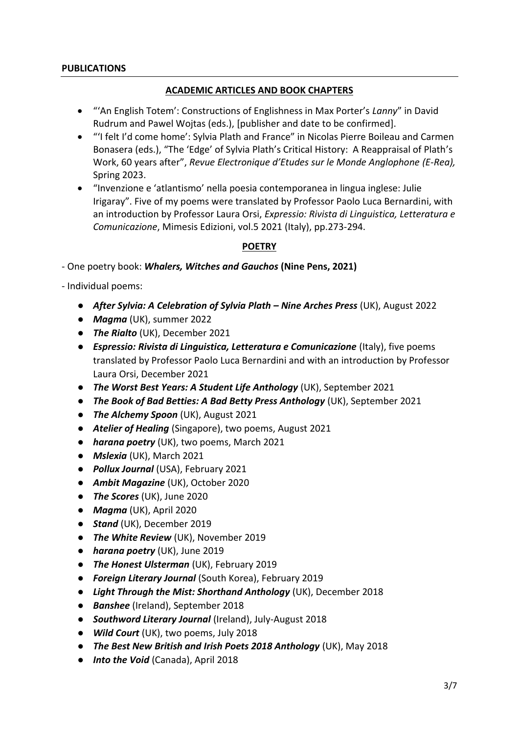## PUBLICATIONS

### ACADEMIC ARTICLES AND BOOK CHAPTERS

- "'An English Totem': Constructions of Englishness in Max Porter's *Lanny*" in David Rudrum and Pawel Wojtas (eds.), [publisher and date to be confirmed].
- "'I felt I'd come home': Sylvia Plath and France" in Nicolas Pierre Boileau and Carmen Bonasera (eds.), "The 'Edge' of Sylvia Plath's Critical History: A Reappraisal of Plath's Work, 60 years after", *Revue Electronique d'Etudes sur le Monde Anglophone (E-Rea),* Spring 2023.
- "Invenzione e 'atlantismo' nella poesia contemporanea in lingua inglese: Julie Irigaray". Five of my poems were translated by Professor Paolo Luca Bernardini, with an introduction by Professor Laura Orsi, *Expressio: Rivista di Linguistica, Letteratura e Comunicazione*, Mimesis Edizioni, vol.5 2021 (Italy), pp.273-294.

### POETRY

- One poetry book: ***Whalers, Witches and Gauchos* (Nine Pens, 2021)**

- Individual poems:

- ***After Sylvia: A Celebration of Sylvia Plath – Nine Arches Press*** (UK), August 2022
- ***Magma*** (UK), summer 2022
- ***The Rialto*** (UK), December 2021
- ***Espressio: Rivista di Linguistica, Letteratura e Comunicazione*** (Italy), five poems translated by Professor Paolo Luca Bernardini and with an introduction by Professor Laura Orsi, December 2021
- ***The Worst Best Years: A Student Life Anthology*** (UK), September 2021
- ***The Book of Bad Betties: A Bad Betty Press Anthology*** (UK), September 2021
- ***The Alchemy Spoon*** (UK), August 2021
- ***Atelier of Healing*** (Singapore), two poems, August 2021
- ***harana poetry*** (UK), two poems, March 2021
- ***Mslexia*** (UK), March 2021
- ***Pollux Journal*** (USA), February 2021
- ***Ambit Magazine*** (UK), October 2020
- ***The Scores*** (UK), June 2020
- ***Magma*** (UK), April 2020
- ***Stand*** (UK), December 2019
- ***The White Review*** (UK), November 2019
- ***harana poetry*** (UK), June 2019
- ***The Honest Ulsterman*** (UK), February 2019
- ***Foreign Literary Journal*** (South Korea), February 2019
- ***Light Through the Mist: Shorthand Anthology*** (UK), December 2018
- ***Banshee*** (Ireland), September 2018
- ***Southword Literary Journal*** (Ireland), July-August 2018
- ***Wild Court*** (UK), two poems, July 2018
- ***The Best New British and Irish Poets 2018 Anthology*** (UK), May 2018
- ***Into the Void*** (Canada), April 2018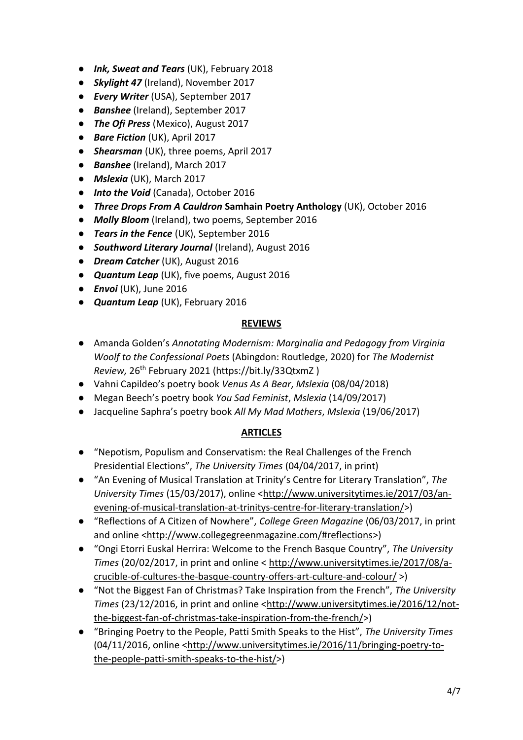- ***Ink, Sweat and Tears*** (UK), February 2018
- ***Skylight 47*** (Ireland), November 2017
- ***Every Writer*** (USA), September 2017
- ***Banshee*** (Ireland), September 2017
- ***The Ofi Press*** (Mexico), August 2017
- ***Bare Fiction*** (UK), April 2017
- ***Shearsman*** (UK), three poems, April 2017
- ***Banshee*** (Ireland), March 2017
- ***Mslexia*** (UK), March 2017
- ***Into the Void*** (Canada), October 2016
- ***Three Drops From A Cauldron* Samhain Poetry Anthology** (UK), October 2016
- ***Molly Bloom*** (Ireland), two poems, September 2016
- ***Tears in the Fence*** (UK), September 2016
- ***Southword Literary Journal*** (Ireland), August 2016
- ***Dream Catcher*** (UK), August 2016
- ***Quantum Leap*** (UK), five poems, August 2016
- ***Envoi*** (UK), June 2016
- ***Quantum Leap*** (UK), February 2016

## REVIEWS

- Amanda Golden's *Annotating Modernism: Marginalia and Pedagogy from Virginia Woolf to the Confessional Poets* (Abingdon: Routledge, 2020) for *The Modernist Review,* 26th February 2021 (https://bit.ly/33QtxmZ )
- Vahni Capildeo's poetry book *Venus As A Bear*, *Mslexia* (08/04/2018)
- Megan Beech's poetry book *You Sad Feminist*, *Mslexia* (14/09/2017)
- Jacqueline Saphra's poetry book *All My Mad Mothers*, *Mslexia* (19/06/2017)

## ARTICLES

- "Nepotism, Populism and Conservatism: the Real Challenges of the French Presidential Elections", *The University Times* (04/04/2017, in print)
- "An Evening of Musical Translation at Trinity's Centre for Literary Translation", *The University Times* (15/03/2017), online <http://www.universitytimes.ie/2017/03/an-evening-of-musical-translation-at-trinitys-centre-for-literary-translation/>)
- "Reflections of A Citizen of Nowhere", *College Green Magazine* (06/03/2017, in print and online <http://www.collegegreenmagazine.com/#reflections>)
- "Ongi Etorri Euskal Herrira: Welcome to the French Basque Country", *The University Times* (20/02/2017, in print and online < http://www.universitytimes.ie/2017/08/a-crucible-of-cultures-the-basque-country-offers-art-culture-and-colour/ >)
- "Not the Biggest Fan of Christmas? Take Inspiration from the French", *The University Times* (23/12/2016, in print and online <http://www.universitytimes.ie/2016/12/not-the-biggest-fan-of-christmas-take-inspiration-from-the-french/>)
- "Bringing Poetry to the People, Patti Smith Speaks to the Hist", *The University Times* (04/11/2016, online <http://www.universitytimes.ie/2016/11/bringing-poetry-to-the-people-patti-smith-speaks-to-the-hist/>)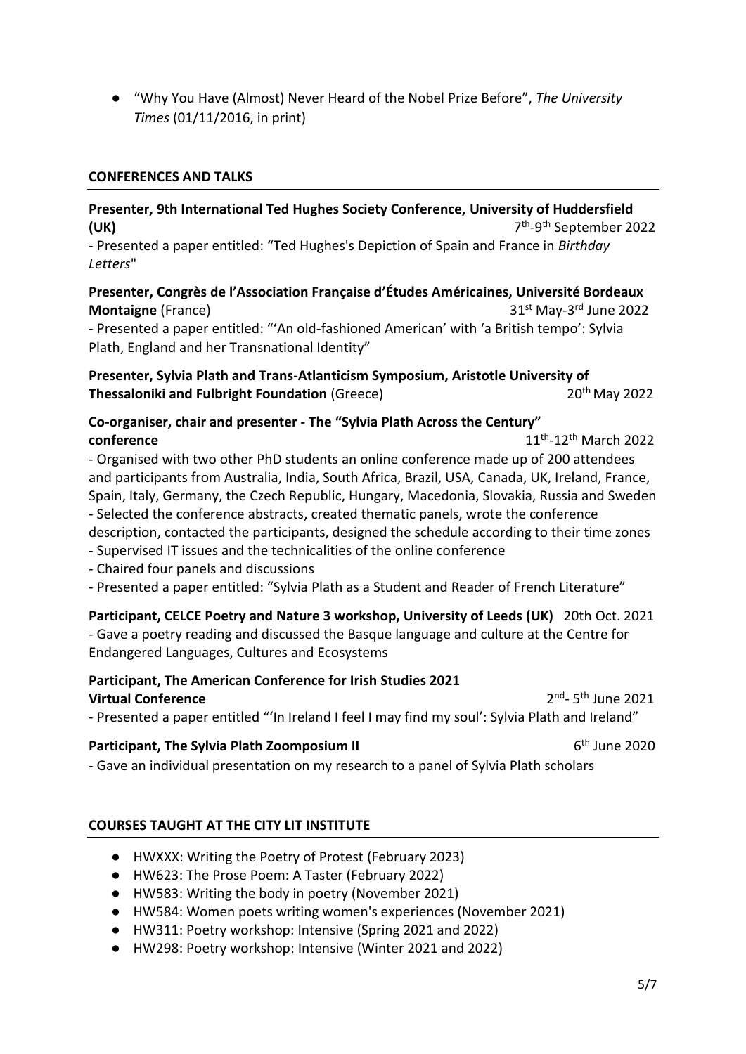- "Why You Have (Almost) Never Heard of the Nobel Prize Before", *The University Times* (01/11/2016, in print)

## CONFERENCES AND TALKS

**Presenter, 9th International Ted Hughes Society Conference, University of Huddersfield (UK)** 7th-9th September 2022

- Presented a paper entitled: "Ted Hughes's Depiction of Spain and France in *Birthday Letters*"

**Presenter, Congrès de l'Association Française d'Études Américaines, Université Bordeaux Montaigne** (France) 31st May-3rd June 2022

- Presented a paper entitled: "'An old-fashioned American' with 'a British tempo': Sylvia Plath, England and her Transnational Identity"

**Presenter, Sylvia Plath and Trans-Atlanticism Symposium, Aristotle University of Thessaloniki and Fulbright Foundation** (Greece) 20th May 2022

**Co-organiser, chair and presenter - The "Sylvia Plath Across the Century" conference** 11th-12th March 2022

- Organised with two other PhD students an online conference made up of 200 attendees and participants from Australia, India, South Africa, Brazil, USA, Canada, UK, Ireland, France, Spain, Italy, Germany, the Czech Republic, Hungary, Macedonia, Slovakia, Russia and Sweden
- Selected the conference abstracts, created thematic panels, wrote the conference description, contacted the participants, designed the schedule according to their time zones
- Supervised IT issues and the technicalities of the online conference
- Chaired four panels and discussions
- Presented a paper entitled: "Sylvia Plath as a Student and Reader of French Literature"

**Participant, CELCE Poetry and Nature 3 workshop, University of Leeds (UK)** 20th Oct. 2021

- Gave a poetry reading and discussed the Basque language and culture at the Centre for Endangered Languages, Cultures and Ecosystems

**Participant, The American Conference for Irish Studies 2021 Virtual Conference** 2nd- 5th June 2021

- Presented a paper entitled "'In Ireland I feel I may find my soul': Sylvia Plath and Ireland"

**Participant, The Sylvia Plath Zoomposium II** 6th June 2020

- Gave an individual presentation on my research to a panel of Sylvia Plath scholars

## COURSES TAUGHT AT THE CITY LIT INSTITUTE

- HWXXX: Writing the Poetry of Protest (February 2023)
- HW623: The Prose Poem: A Taster (February 2022)
- HW583: Writing the body in poetry (November 2021)
- HW584: Women poets writing women's experiences (November 2021)
- HW311: Poetry workshop: Intensive (Spring 2021 and 2022)
- HW298: Poetry workshop: Intensive (Winter 2021 and 2022)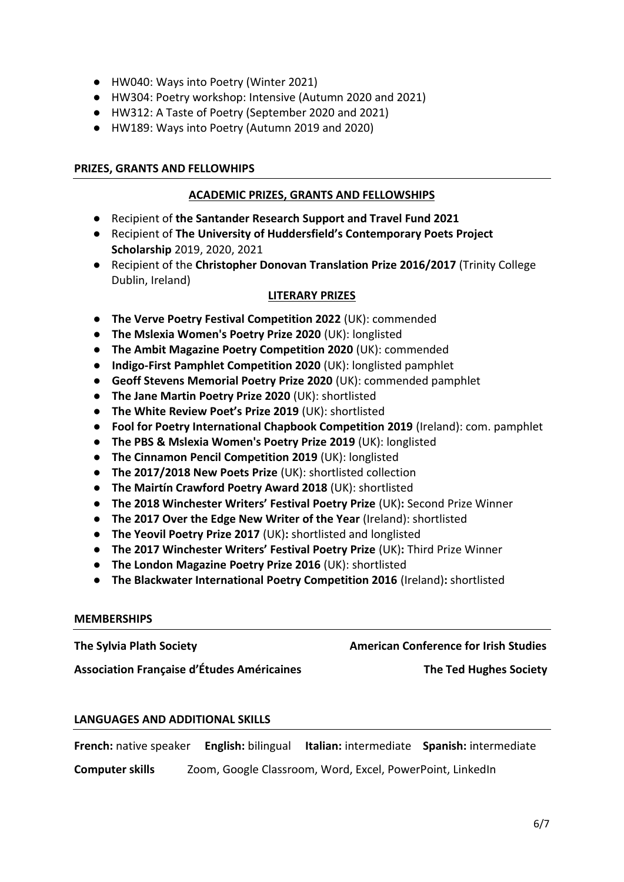- HW040: Ways into Poetry (Winter 2021)
- HW304: Poetry workshop: Intensive (Autumn 2020 and 2021)
- HW312: A Taste of Poetry (September 2020 and 2021)
- HW189: Ways into Poetry (Autumn 2019 and 2020)

## PRIZES, GRANTS AND FELLOWHIPS

### ACADEMIC PRIZES, GRANTS AND FELLOWSHIPS

- Recipient of **the Santander Research Support and Travel Fund 2021**
- Recipient of **The University of Huddersfield's Contemporary Poets Project Scholarship** 2019, 2020, 2021
- Recipient of the **Christopher Donovan Translation Prize 2016/2017** (Trinity College Dublin, Ireland)

### LITERARY PRIZES

- **The Verve Poetry Festival Competition 2022** (UK): commended
- **The Mslexia Women's Poetry Prize 2020** (UK): longlisted
- **The Ambit Magazine Poetry Competition 2020** (UK): commended
- **Indigo-First Pamphlet Competition 2020** (UK): longlisted pamphlet
- **Geoff Stevens Memorial Poetry Prize 2020** (UK): commended pamphlet
- **The Jane Martin Poetry Prize 2020** (UK): shortlisted
- **The White Review Poet's Prize 2019** (UK): shortlisted
- **Fool for Poetry International Chapbook Competition 2019** (Ireland): com. pamphlet
- **The PBS & Mslexia Women's Poetry Prize 2019** (UK): longlisted
- **The Cinnamon Pencil Competition 2019** (UK): longlisted
- **The 2017/2018 New Poets Prize** (UK): shortlisted collection
- **The Mairtín Crawford Poetry Award 2018** (UK): shortlisted
- **The 2018 Winchester Writers' Festival Poetry Prize** (UK)**:** Second Prize Winner
- **The 2017 Over the Edge New Writer of the Year** (Ireland): shortlisted
- **The Yeovil Poetry Prize 2017** (UK)**:** shortlisted and longlisted
- **The 2017 Winchester Writers' Festival Poetry Prize** (UK)**:** Third Prize Winner
- **The London Magazine Poetry Prize 2016** (UK): shortlisted
- **The Blackwater International Poetry Competition 2016** (Ireland)**:** shortlisted

## MEMBERSHIPS

**The Sylvia Plath Society**

**American Conference for Irish Studies**

**Association Française d'Études Américaines**

**The Ted Hughes Society**

## LANGUAGES AND ADDITIONAL SKILLS

**French:** native speaker **English:** bilingual **Italian:** intermediate **Spanish:** intermediate

**Computer skills** Zoom, Google Classroom, Word, Excel, PowerPoint, LinkedIn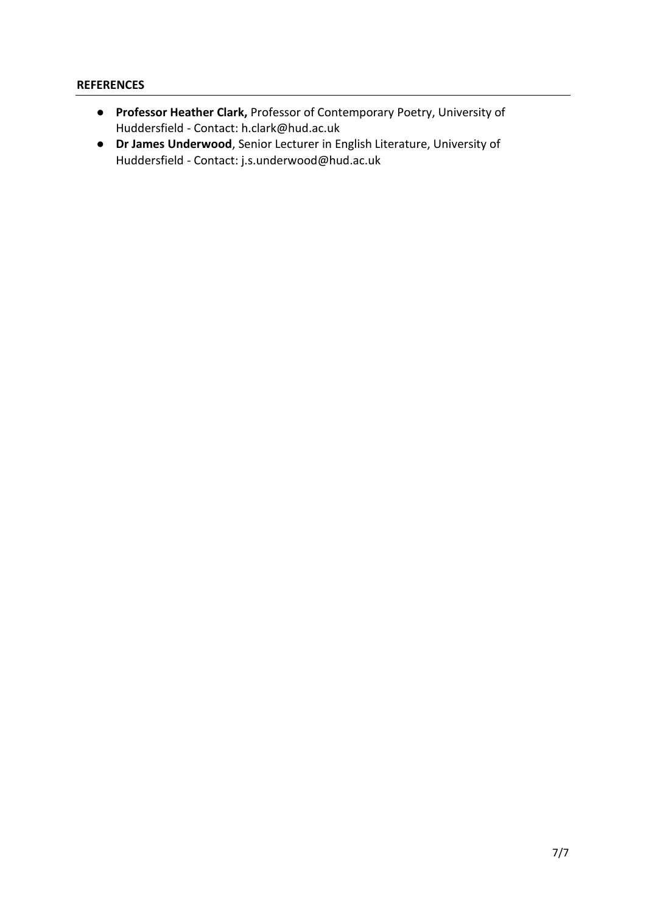## REFERENCES

- **Professor Heather Clark,** Professor of Contemporary Poetry, University of Huddersfield - Contact: h.clark@hud.ac.uk
- **Dr James Underwood**, Senior Lecturer in English Literature, University of Huddersfield - Contact: j.s.underwood@hud.ac.uk